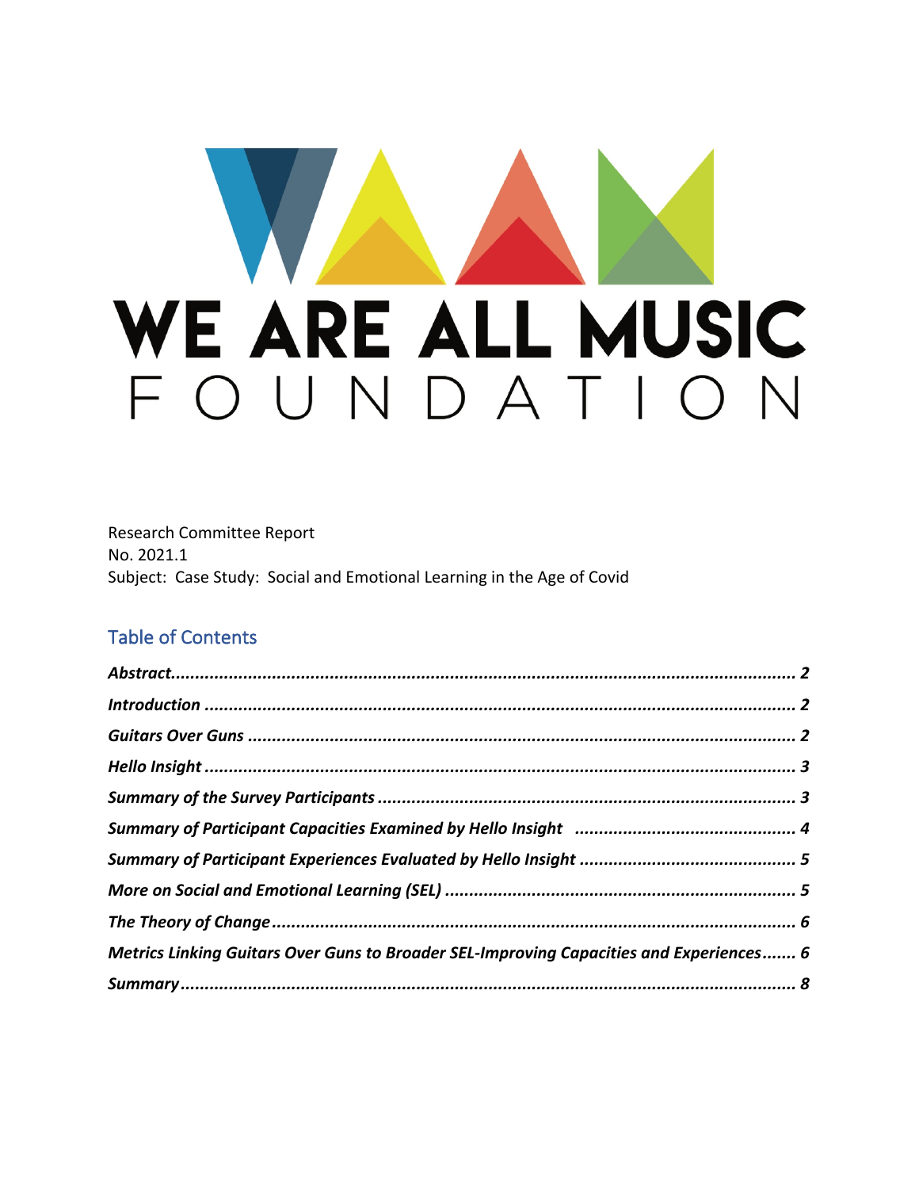# WE ARE ALL MUSIC FOUNDATION

Research Committee Report
No. 2021.1
Subject: Case Study: Social and Emotional Learning in the Age of Covid

## Table of Contents

***Abstract*** ........ ***2***
***Introduction*** ........ ***2***
***Guitars Over Guns*** ........ ***2***
***Hello Insight*** ........ ***3***
***Summary of the Survey Participants*** ........ ***3***
***Summary of Participant Capacities Examined by Hello Insight*** ........ ***4***
***Summary of Participant Experiences Evaluated by Hello Insight*** ........ ***5***
***More on Social and Emotional Learning (SEL)*** ........ ***5***
***The Theory of Change*** ........ ***6***
***Metrics Linking Guitars Over Guns to Broader SEL-Improving Capacities and Experiences*** ........ ***6***
***Summary*** ........ ***8***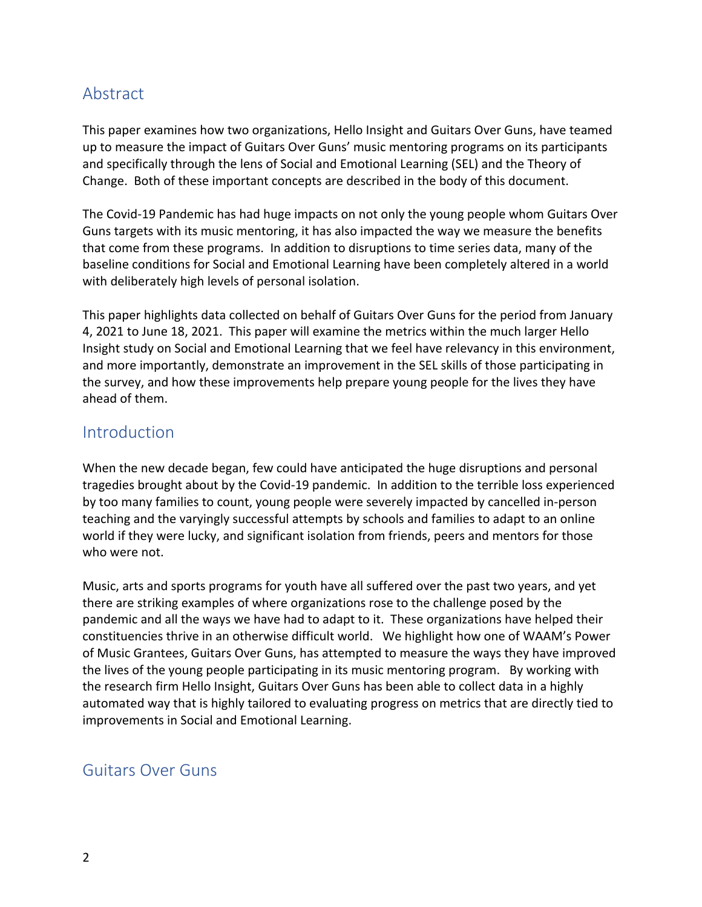## Abstract

This paper examines how two organizations, Hello Insight and Guitars Over Guns, have teamed up to measure the impact of Guitars Over Guns' music mentoring programs on its participants and specifically through the lens of Social and Emotional Learning (SEL) and the Theory of Change. Both of these important concepts are described in the body of this document.

The Covid-19 Pandemic has had huge impacts on not only the young people whom Guitars Over Guns targets with its music mentoring, it has also impacted the way we measure the benefits that come from these programs. In addition to disruptions to time series data, many of the baseline conditions for Social and Emotional Learning have been completely altered in a world with deliberately high levels of personal isolation.

This paper highlights data collected on behalf of Guitars Over Guns for the period from January 4, 2021 to June 18, 2021. This paper will examine the metrics within the much larger Hello Insight study on Social and Emotional Learning that we feel have relevancy in this environment, and more importantly, demonstrate an improvement in the SEL skills of those participating in the survey, and how these improvements help prepare young people for the lives they have ahead of them.

## Introduction

When the new decade began, few could have anticipated the huge disruptions and personal tragedies brought about by the Covid-19 pandemic. In addition to the terrible loss experienced by too many families to count, young people were severely impacted by cancelled in-person teaching and the varyingly successful attempts by schools and families to adapt to an online world if they were lucky, and significant isolation from friends, peers and mentors for those who were not.

Music, arts and sports programs for youth have all suffered over the past two years, and yet there are striking examples of where organizations rose to the challenge posed by the pandemic and all the ways we have had to adapt to it. These organizations have helped their constituencies thrive in an otherwise difficult world. We highlight how one of WAAM's Power of Music Grantees, Guitars Over Guns, has attempted to measure the ways they have improved the lives of the young people participating in its music mentoring program. By working with the research firm Hello Insight, Guitars Over Guns has been able to collect data in a highly automated way that is highly tailored to evaluating progress on metrics that are directly tied to improvements in Social and Emotional Learning.

## Guitars Over Guns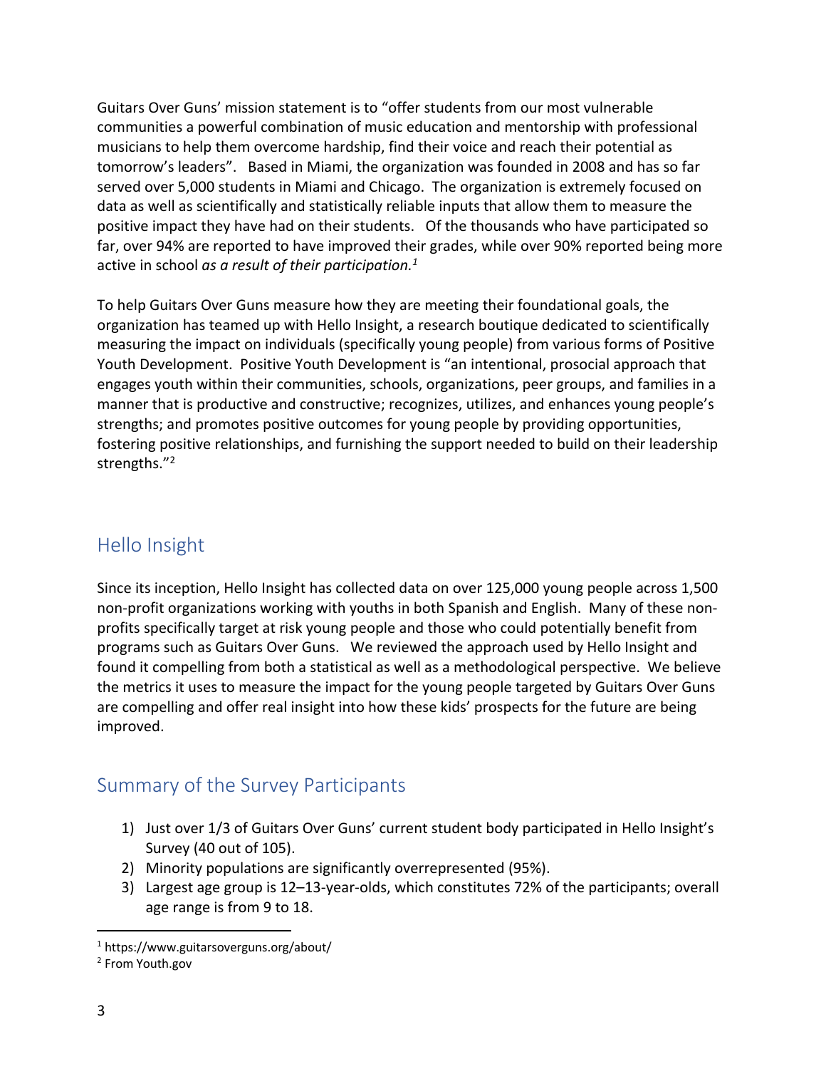Guitars Over Guns' mission statement is to "offer students from our most vulnerable communities a powerful combination of music education and mentorship with professional musicians to help them overcome hardship, find their voice and reach their potential as tomorrow's leaders". Based in Miami, the organization was founded in 2008 and has so far served over 5,000 students in Miami and Chicago. The organization is extremely focused on data as well as scientifically and statistically reliable inputs that allow them to measure the positive impact they have had on their students. Of the thousands who have participated so far, over 94% are reported to have improved their grades, while over 90% reported being more active in school *as a result of their participation.*[1]

To help Guitars Over Guns measure how they are meeting their foundational goals, the organization has teamed up with Hello Insight, a research boutique dedicated to scientifically measuring the impact on individuals (specifically young people) from various forms of Positive Youth Development. Positive Youth Development is "an intentional, prosocial approach that engages youth within their communities, schools, organizations, peer groups, and families in a manner that is productive and constructive; recognizes, utilizes, and enhances young people's strengths; and promotes positive outcomes for young people by providing opportunities, fostering positive relationships, and furnishing the support needed to build on their leadership strengths."[2]

## Hello Insight

Since its inception, Hello Insight has collected data on over 125,000 young people across 1,500 non-profit organizations working with youths in both Spanish and English. Many of these non-profits specifically target at risk young people and those who could potentially benefit from programs such as Guitars Over Guns. We reviewed the approach used by Hello Insight and found it compelling from both a statistical as well as a methodological perspective. We believe the metrics it uses to measure the impact for the young people targeted by Guitars Over Guns are compelling and offer real insight into how these kids' prospects for the future are being improved.

## Summary of the Survey Participants

1) Just over 1/3 of Guitars Over Guns' current student body participated in Hello Insight's Survey (40 out of 105).
2) Minority populations are significantly overrepresented (95%).
3) Largest age group is 12–13-year-olds, which constitutes 72% of the participants; overall age range is from 9 to 18.

---

[1] https://www.guitarsoverguns.org/about/

[2] From Youth.gov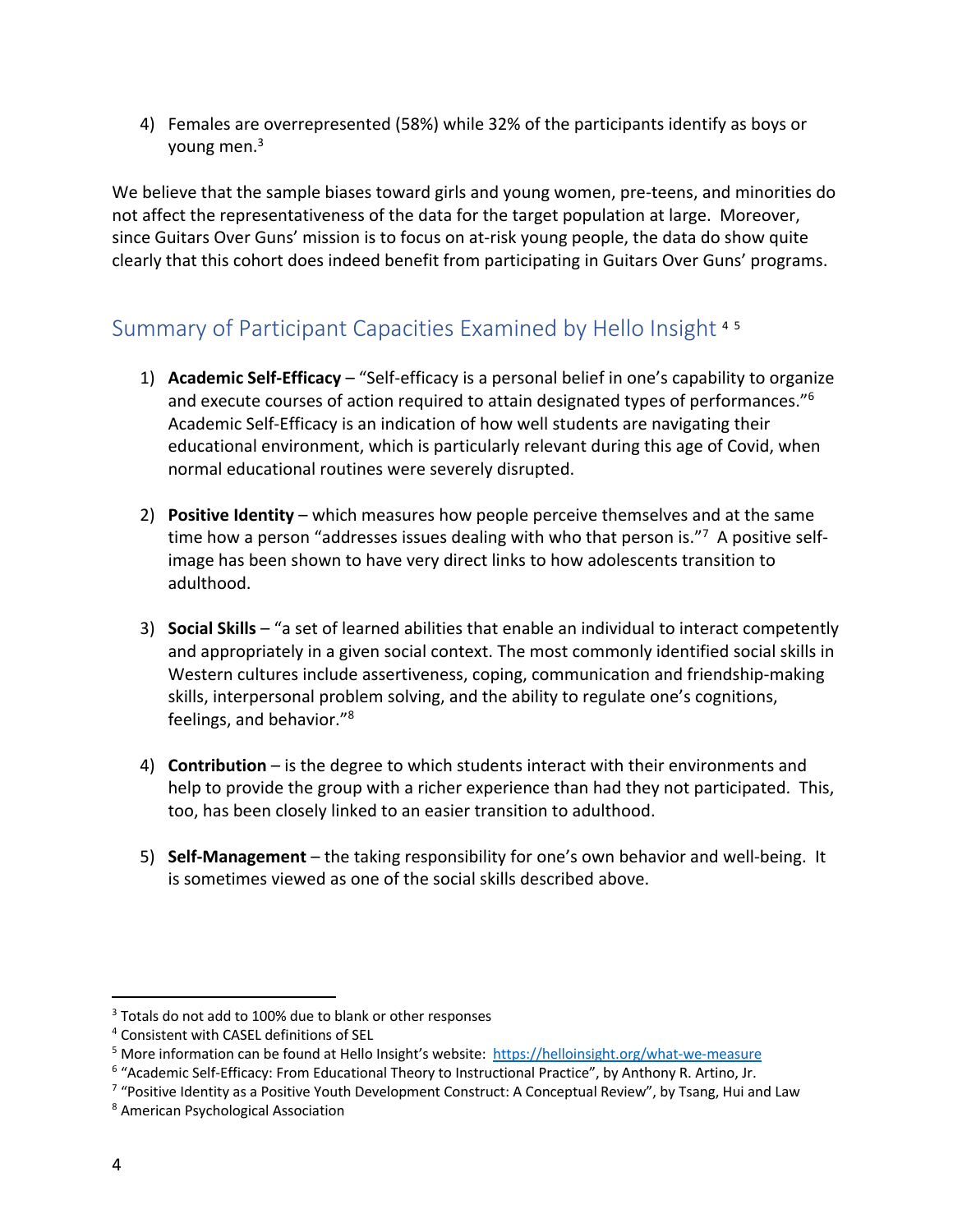4) Females are overrepresented (58%) while 32% of the participants identify as boys or young men.[3]

We believe that the sample biases toward girls and young women, pre-teens, and minorities do not affect the representativeness of the data for the target population at large. Moreover, since Guitars Over Guns' mission is to focus on at-risk young people, the data do show quite clearly that this cohort does indeed benefit from participating in Guitars Over Guns' programs.

## Summary of Participant Capacities Examined by Hello Insight [4] [5]

1) **Academic Self-Efficacy** – "Self-efficacy is a personal belief in one's capability to organize and execute courses of action required to attain designated types of performances."[6] Academic Self-Efficacy is an indication of how well students are navigating their educational environment, which is particularly relevant during this age of Covid, when normal educational routines were severely disrupted.

2) **Positive Identity** – which measures how people perceive themselves and at the same time how a person "addresses issues dealing with who that person is."[7] A positive self-image has been shown to have very direct links to how adolescents transition to adulthood.

3) **Social Skills** – "a set of learned abilities that enable an individual to interact competently and appropriately in a given social context. The most commonly identified social skills in Western cultures include assertiveness, coping, communication and friendship-making skills, interpersonal problem solving, and the ability to regulate one's cognitions, feelings, and behavior."[8]

4) **Contribution** – is the degree to which students interact with their environments and help to provide the group with a richer experience than had they not participated. This, too, has been closely linked to an easier transition to adulthood.

5) **Self-Management** – the taking responsibility for one's own behavior and well-being. It is sometimes viewed as one of the social skills described above.

---

[3] Totals do not add to 100% due to blank or other responses

[4] Consistent with CASEL definitions of SEL

[5] More information can be found at Hello Insight's website: [https://helloinsight.org/what-we-measure](https://helloinsight.org/what-we-measure)

[6] "Academic Self-Efficacy: From Educational Theory to Instructional Practice", by Anthony R. Artino, Jr.

[7] "Positive Identity as a Positive Youth Development Construct: A Conceptual Review", by Tsang, Hui and Law

[8] American Psychological Association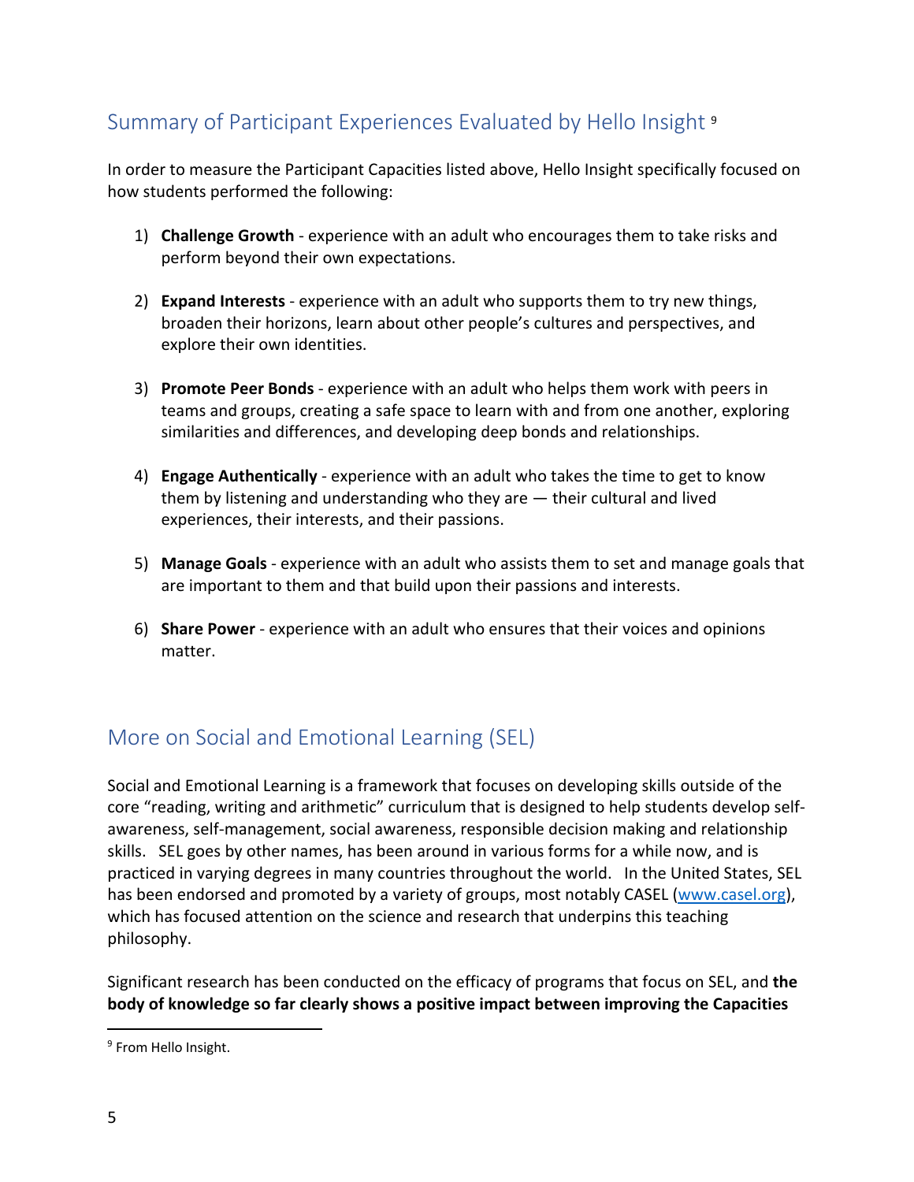## Summary of Participant Experiences Evaluated by Hello Insight [9]

In order to measure the Participant Capacities listed above, Hello Insight specifically focused on how students performed the following:

1) **Challenge Growth** - experience with an adult who encourages them to take risks and perform beyond their own expectations.

2) **Expand Interests** - experience with an adult who supports them to try new things, broaden their horizons, learn about other people's cultures and perspectives, and explore their own identities.

3) **Promote Peer Bonds** - experience with an adult who helps them work with peers in teams and groups, creating a safe space to learn with and from one another, exploring similarities and differences, and developing deep bonds and relationships.

4) **Engage Authentically** - experience with an adult who takes the time to get to know them by listening and understanding who they are — their cultural and lived experiences, their interests, and their passions.

5) **Manage Goals** - experience with an adult who assists them to set and manage goals that are important to them and that build upon their passions and interests.

6) **Share Power** - experience with an adult who ensures that their voices and opinions matter.

## More on Social and Emotional Learning (SEL)

Social and Emotional Learning is a framework that focuses on developing skills outside of the core "reading, writing and arithmetic" curriculum that is designed to help students develop self-awareness, self-management, social awareness, responsible decision making and relationship skills. SEL goes by other names, has been around in various forms for a while now, and is practiced in varying degrees in many countries throughout the world. In the United States, SEL has been endorsed and promoted by a variety of groups, most notably CASEL (www.casel.org), which has focused attention on the science and research that underpins this teaching philosophy.

Significant research has been conducted on the efficacy of programs that focus on SEL, and **the body of knowledge so far clearly shows a positive impact between improving the Capacities**

---

[9] From Hello Insight.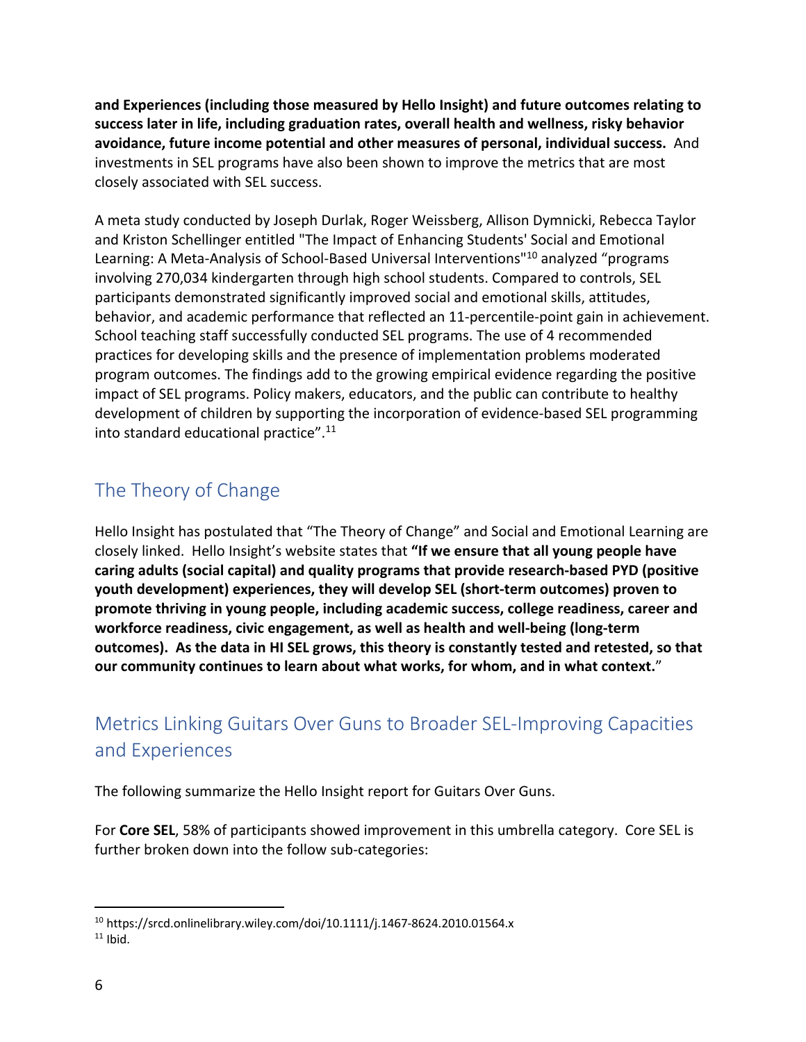**and Experiences (including those measured by Hello Insight) and future outcomes relating to success later in life, including graduation rates, overall health and wellness, risky behavior avoidance, future income potential and other measures of personal, individual success.** And investments in SEL programs have also been shown to improve the metrics that are most closely associated with SEL success.

A meta study conducted by Joseph Durlak, Roger Weissberg, Allison Dymnicki, Rebecca Taylor and Kriston Schellinger entitled "The Impact of Enhancing Students' Social and Emotional Learning: A Meta-Analysis of School-Based Universal Interventions"[10] analyzed "programs involving 270,034 kindergarten through high school students. Compared to controls, SEL participants demonstrated significantly improved social and emotional skills, attitudes, behavior, and academic performance that reflected an 11-percentile-point gain in achievement. School teaching staff successfully conducted SEL programs. The use of 4 recommended practices for developing skills and the presence of implementation problems moderated program outcomes. The findings add to the growing empirical evidence regarding the positive impact of SEL programs. Policy makers, educators, and the public can contribute to healthy development of children by supporting the incorporation of evidence-based SEL programming into standard educational practice".[11]

## The Theory of Change

Hello Insight has postulated that "The Theory of Change" and Social and Emotional Learning are closely linked. Hello Insight's website states that **"If we ensure that all young people have caring adults (social capital) and quality programs that provide research-based PYD (positive youth development) experiences, they will develop SEL (short-term outcomes) proven to promote thriving in young people, including academic success, college readiness, career and workforce readiness, civic engagement, as well as health and well-being (long-term outcomes). As the data in HI SEL grows, this theory is constantly tested and retested, so that our community continues to learn about what works, for whom, and in what context.**"

## Metrics Linking Guitars Over Guns to Broader SEL-Improving Capacities and Experiences

The following summarize the Hello Insight report for Guitars Over Guns.

For **Core SEL**, 58% of participants showed improvement in this umbrella category. Core SEL is further broken down into the follow sub-categories:

---

[10] https://srcd.onlinelibrary.wiley.com/doi/10.1111/j.1467-8624.2010.01564.x

[11] Ibid.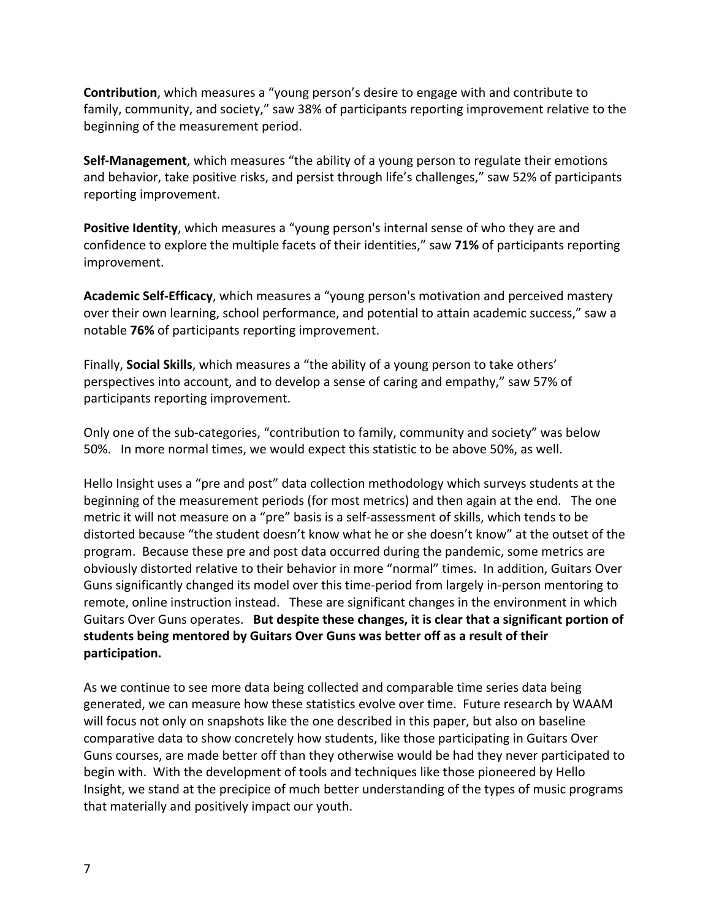**Contribution**, which measures a “young person’s desire to engage with and contribute to family, community, and society,” saw 38% of participants reporting improvement relative to the beginning of the measurement period.

**Self-Management**, which measures “the ability of a young person to regulate their emotions and behavior, take positive risks, and persist through life’s challenges,” saw 52% of participants reporting improvement.

**Positive Identity**, which measures a “young person's internal sense of who they are and confidence to explore the multiple facets of their identities,” saw **71%** of participants reporting improvement.

**Academic Self-Efficacy**, which measures a “young person's motivation and perceived mastery over their own learning, school performance, and potential to attain academic success,” saw a notable **76%** of participants reporting improvement.

Finally, **Social Skills**, which measures a “the ability of a young person to take others’ perspectives into account, and to develop a sense of caring and empathy,” saw 57% of participants reporting improvement.

Only one of the sub-categories, “contribution to family, community and society” was below 50%. In more normal times, we would expect this statistic to be above 50%, as well.

Hello Insight uses a “pre and post” data collection methodology which surveys students at the beginning of the measurement periods (for most metrics) and then again at the end. The one metric it will not measure on a “pre” basis is a self-assessment of skills, which tends to be distorted because “the student doesn’t know what he or she doesn’t know” at the outset of the program. Because these pre and post data occurred during the pandemic, some metrics are obviously distorted relative to their behavior in more “normal” times. In addition, Guitars Over Guns significantly changed its model over this time-period from largely in-person mentoring to remote, online instruction instead. These are significant changes in the environment in which Guitars Over Guns operates. **But despite these changes, it is clear that a significant portion of students being mentored by Guitars Over Guns was better off as a result of their participation.**

As we continue to see more data being collected and comparable time series data being generated, we can measure how these statistics evolve over time. Future research by WAAM will focus not only on snapshots like the one described in this paper, but also on baseline comparative data to show concretely how students, like those participating in Guitars Over Guns courses, are made better off than they otherwise would be had they never participated to begin with. With the development of tools and techniques like those pioneered by Hello Insight, we stand at the precipice of much better understanding of the types of music programs that materially and positively impact our youth.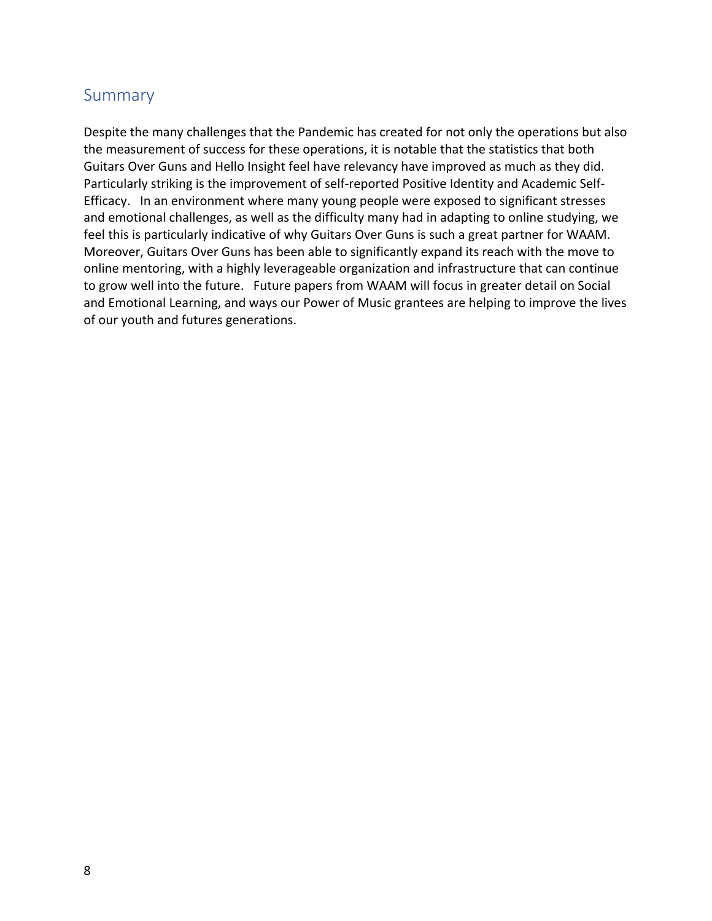## Summary

Despite the many challenges that the Pandemic has created for not only the operations but also the measurement of success for these operations, it is notable that the statistics that both Guitars Over Guns and Hello Insight feel have relevancy have improved as much as they did. Particularly striking is the improvement of self-reported Positive Identity and Academic Self-Efficacy. In an environment where many young people were exposed to significant stresses and emotional challenges, as well as the difficulty many had in adapting to online studying, we feel this is particularly indicative of why Guitars Over Guns is such a great partner for WAAM. Moreover, Guitars Over Guns has been able to significantly expand its reach with the move to online mentoring, with a highly leverageable organization and infrastructure that can continue to grow well into the future. Future papers from WAAM will focus in greater detail on Social and Emotional Learning, and ways our Power of Music grantees are helping to improve the lives of our youth and futures generations.